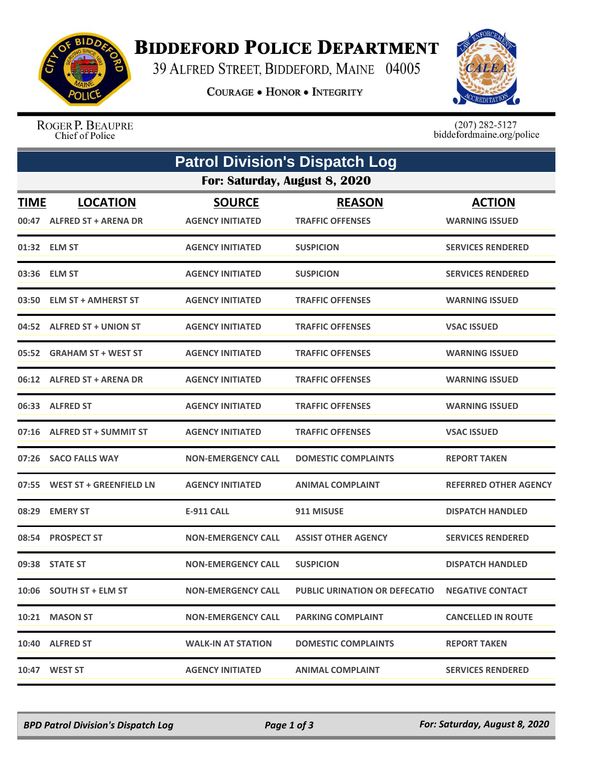# Biddeford Police Department

39 Alfred Street, Biddeford, Maine 04005

Courage • Honor • Integrity

Roger P. Beaupre
Chief of Police

(207) 282-5127
biddefordmaine.org/police

## Patrol Division's Dispatch Log

### For: Saturday, August 8, 2020

| TIME | LOCATION | SOURCE | REASON | ACTION |
|---|---|---|---|---|
| 00:47 | ALFRED ST + ARENA DR | AGENCY INITIATED | TRAFFIC OFFENSES | WARNING ISSUED |
| 01:32 | ELM ST | AGENCY INITIATED | SUSPICION | SERVICES RENDERED |
| 03:36 | ELM ST | AGENCY INITIATED | SUSPICION | SERVICES RENDERED |
| 03:50 | ELM ST + AMHERST ST | AGENCY INITIATED | TRAFFIC OFFENSES | WARNING ISSUED |
| 04:52 | ALFRED ST + UNION ST | AGENCY INITIATED | TRAFFIC OFFENSES | VSAC ISSUED |
| 05:52 | GRAHAM ST + WEST ST | AGENCY INITIATED | TRAFFIC OFFENSES | WARNING ISSUED |
| 06:12 | ALFRED ST + ARENA DR | AGENCY INITIATED | TRAFFIC OFFENSES | WARNING ISSUED |
| 06:33 | ALFRED ST | AGENCY INITIATED | TRAFFIC OFFENSES | WARNING ISSUED |
| 07:16 | ALFRED ST + SUMMIT ST | AGENCY INITIATED | TRAFFIC OFFENSES | VSAC ISSUED |
| 07:26 | SACO FALLS WAY | NON-EMERGENCY CALL | DOMESTIC COMPLAINTS | REPORT TAKEN |
| 07:55 | WEST ST + GREENFIELD LN | AGENCY INITIATED | ANIMAL COMPLAINT | REFERRED OTHER AGENCY |
| 08:29 | EMERY ST | E-911 CALL | 911 MISUSE | DISPATCH HANDLED |
| 08:54 | PROSPECT ST | NON-EMERGENCY CALL | ASSIST OTHER AGENCY | SERVICES RENDERED |
| 09:38 | STATE ST | NON-EMERGENCY CALL | SUSPICION | DISPATCH HANDLED |
| 10:06 | SOUTH ST + ELM ST | NON-EMERGENCY CALL | PUBLIC URINATION OR DEFECATIO | NEGATIVE CONTACT |
| 10:21 | MASON ST | NON-EMERGENCY CALL | PARKING COMPLAINT | CANCELLED IN ROUTE |
| 10:40 | ALFRED ST | WALK-IN AT STATION | DOMESTIC COMPLAINTS | REPORT TAKEN |
| 10:47 | WEST ST | AGENCY INITIATED | ANIMAL COMPLAINT | SERVICES RENDERED |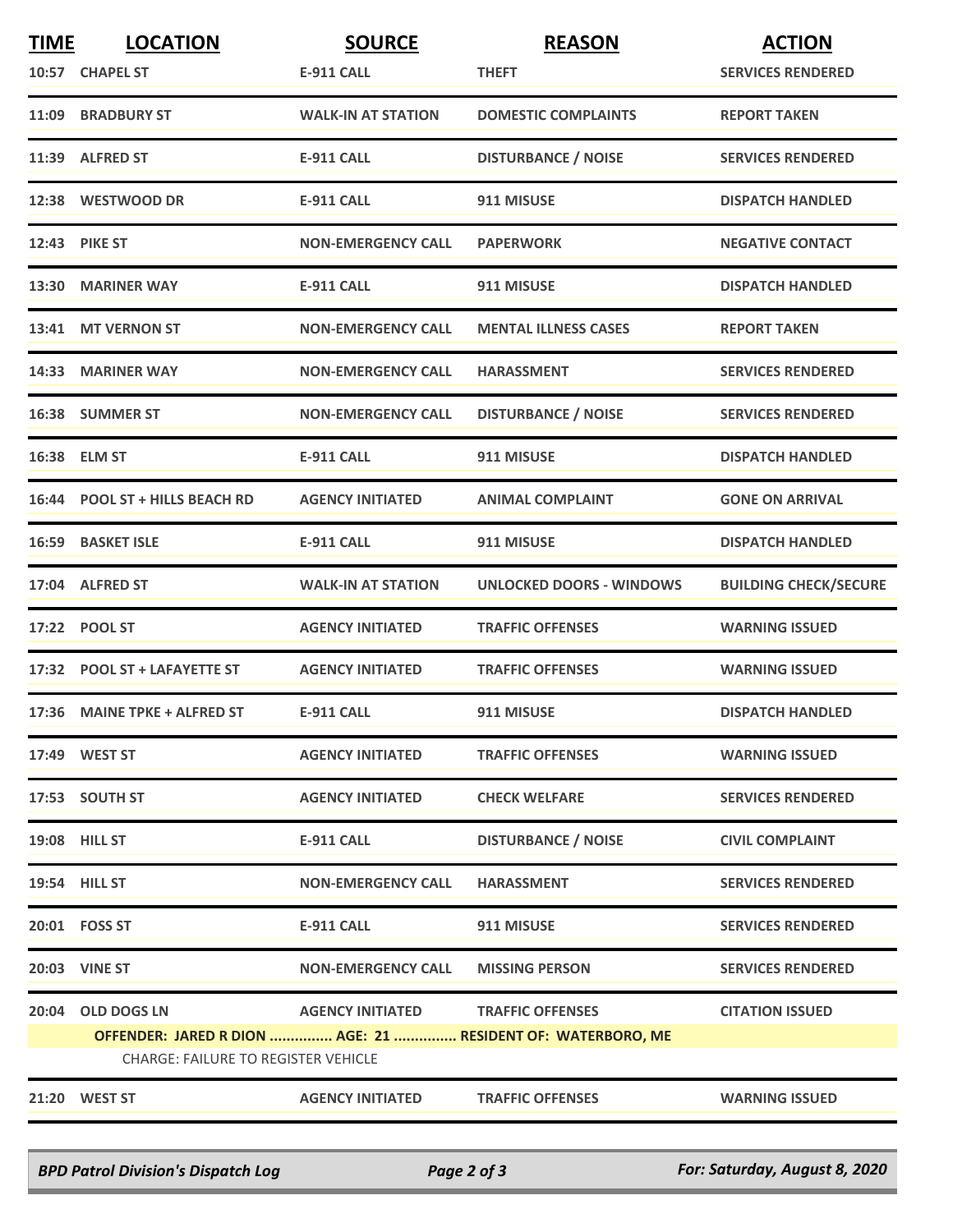| TIME | LOCATION | SOURCE | REASON | ACTION |
|---|---|---|---|---|
| 10:57 | CHAPEL ST | E-911 CALL | THEFT | SERVICES RENDERED |
| 11:09 | BRADBURY ST | WALK-IN AT STATION | DOMESTIC COMPLAINTS | REPORT TAKEN |
| 11:39 | ALFRED ST | E-911 CALL | DISTURBANCE / NOISE | SERVICES RENDERED |
| 12:38 | WESTWOOD DR | E-911 CALL | 911 MISUSE | DISPATCH HANDLED |
| 12:43 | PIKE ST | NON-EMERGENCY CALL | PAPERWORK | NEGATIVE CONTACT |
| 13:30 | MARINER WAY | E-911 CALL | 911 MISUSE | DISPATCH HANDLED |
| 13:41 | MT VERNON ST | NON-EMERGENCY CALL | MENTAL ILLNESS CASES | REPORT TAKEN |
| 14:33 | MARINER WAY | NON-EMERGENCY CALL | HARASSMENT | SERVICES RENDERED |
| 16:38 | SUMMER ST | NON-EMERGENCY CALL | DISTURBANCE / NOISE | SERVICES RENDERED |
| 16:38 | ELM ST | E-911 CALL | 911 MISUSE | DISPATCH HANDLED |
| 16:44 | POOL ST + HILLS BEACH RD | AGENCY INITIATED | ANIMAL COMPLAINT | GONE ON ARRIVAL |
| 16:59 | BASKET ISLE | E-911 CALL | 911 MISUSE | DISPATCH HANDLED |
| 17:04 | ALFRED ST | WALK-IN AT STATION | UNLOCKED DOORS - WINDOWS | BUILDING CHECK/SECURE |
| 17:22 | POOL ST | AGENCY INITIATED | TRAFFIC OFFENSES | WARNING ISSUED |
| 17:32 | POOL ST + LAFAYETTE ST | AGENCY INITIATED | TRAFFIC OFFENSES | WARNING ISSUED |
| 17:36 | MAINE TPKE + ALFRED ST | E-911 CALL | 911 MISUSE | DISPATCH HANDLED |
| 17:49 | WEST ST | AGENCY INITIATED | TRAFFIC OFFENSES | WARNING ISSUED |
| 17:53 | SOUTH ST | AGENCY INITIATED | CHECK WELFARE | SERVICES RENDERED |
| 19:08 | HILL ST | E-911 CALL | DISTURBANCE / NOISE | CIVIL COMPLAINT |
| 19:54 | HILL ST | NON-EMERGENCY CALL | HARASSMENT | SERVICES RENDERED |
| 20:01 | FOSS ST | E-911 CALL | 911 MISUSE | SERVICES RENDERED |
| 20:03 | VINE ST | NON-EMERGENCY CALL | MISSING PERSON | SERVICES RENDERED |
| 20:04 | OLD DOGS LN | AGENCY INITIATED | TRAFFIC OFFENSES | CITATION ISSUED |
| | OFFENDER: JARED R DION ............... AGE: 21 ............... RESIDENT OF: WATERBORO, ME | | | |
| | CHARGE: FAILURE TO REGISTER VEHICLE | | | |
| 21:20 | WEST ST | AGENCY INITIATED | TRAFFIC OFFENSES | WARNING ISSUED |

*BPD Patrol Division's Dispatch Log* — *For: Saturday, August 8, 2020*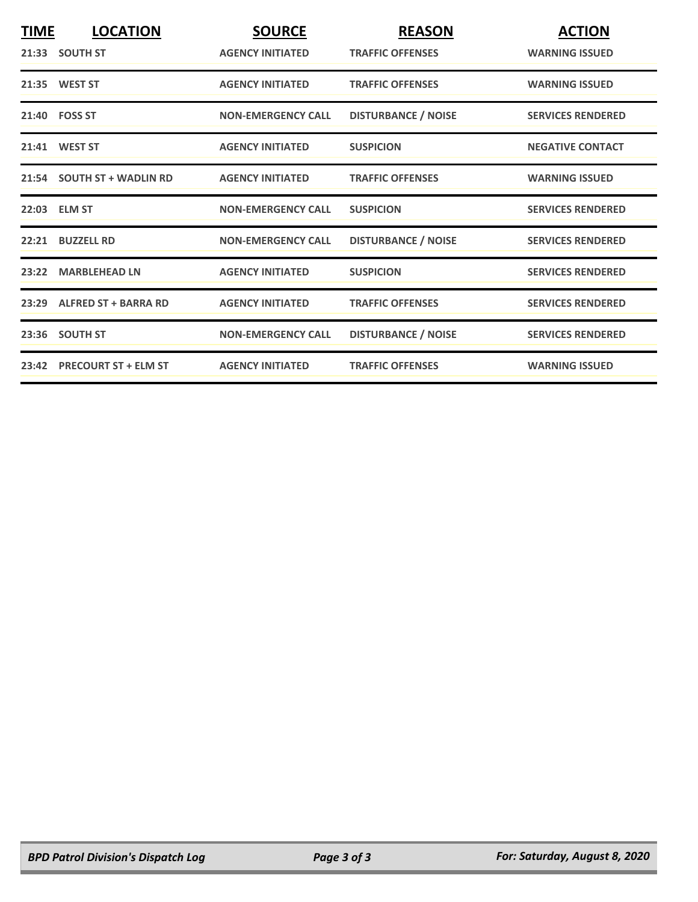| TIME | LOCATION | SOURCE | REASON | ACTION |
|---|---|---|---|---|
| 21:33 | SOUTH ST | AGENCY INITIATED | TRAFFIC OFFENSES | WARNING ISSUED |
| 21:35 | WEST ST | AGENCY INITIATED | TRAFFIC OFFENSES | WARNING ISSUED |
| 21:40 | FOSS ST | NON-EMERGENCY CALL | DISTURBANCE / NOISE | SERVICES RENDERED |
| 21:41 | WEST ST | AGENCY INITIATED | SUSPICION | NEGATIVE CONTACT |
| 21:54 | SOUTH ST + WADLIN RD | AGENCY INITIATED | TRAFFIC OFFENSES | WARNING ISSUED |
| 22:03 | ELM ST | NON-EMERGENCY CALL | SUSPICION | SERVICES RENDERED |
| 22:21 | BUZZELL RD | NON-EMERGENCY CALL | DISTURBANCE / NOISE | SERVICES RENDERED |
| 23:22 | MARBLEHEAD LN | AGENCY INITIATED | SUSPICION | SERVICES RENDERED |
| 23:29 | ALFRED ST + BARRA RD | AGENCY INITIATED | TRAFFIC OFFENSES | SERVICES RENDERED |
| 23:36 | SOUTH ST | NON-EMERGENCY CALL | DISTURBANCE / NOISE | SERVICES RENDERED |
| 23:42 | PRECOURT ST + ELM ST | AGENCY INITIATED | TRAFFIC OFFENSES | WARNING ISSUED |